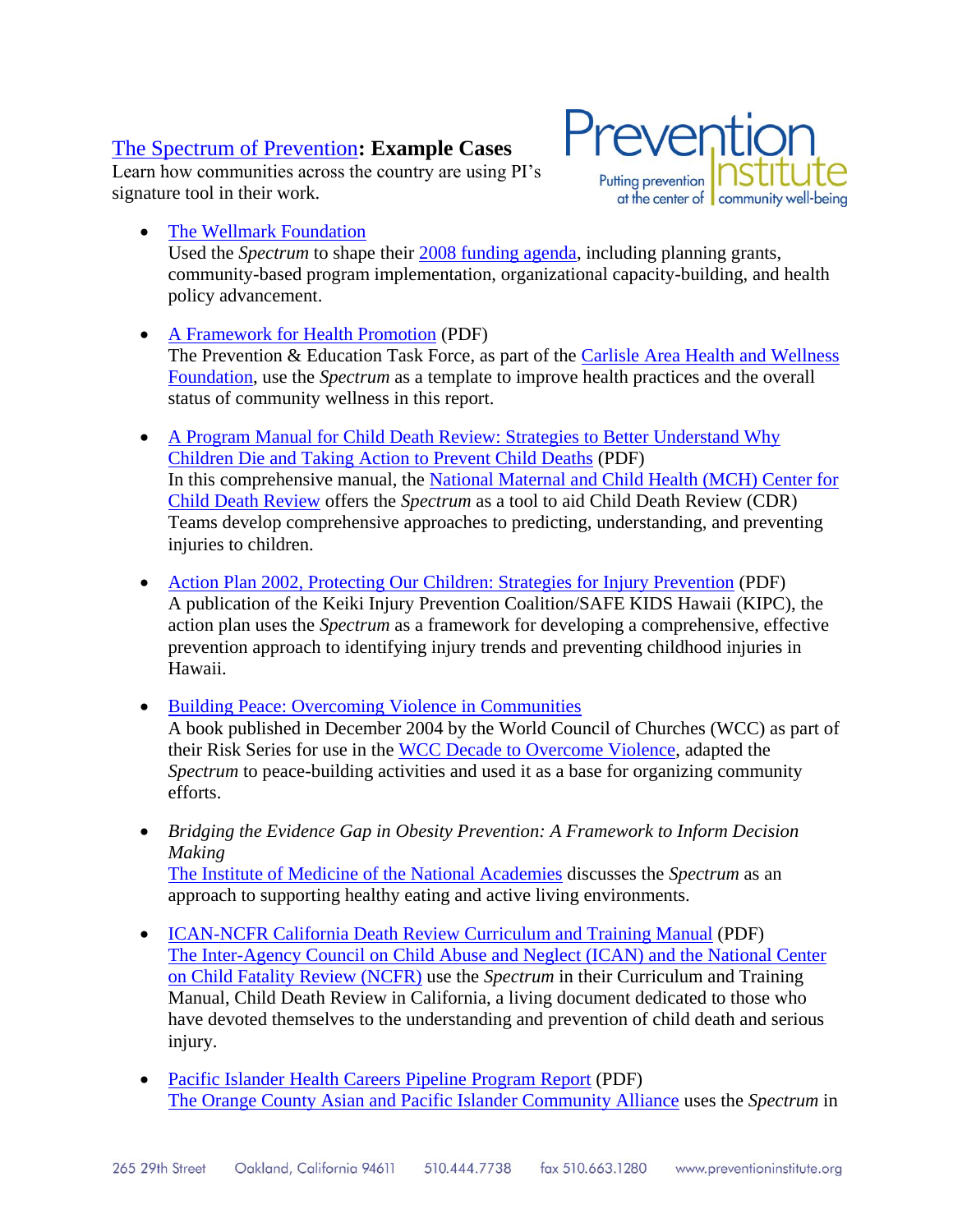# The Spectrum of Prevention: Example Cases

Learn how communities across the country are using PI's signature tool in their work.

- The Wellmark Foundation
  Used the *Spectrum* to shape their 2008 funding agenda, including planning grants, community-based program implementation, organizational capacity-building, and health policy advancement.

- A Framework for Health Promotion (PDF)
  The Prevention & Education Task Force, as part of the Carlisle Area Health and Wellness Foundation, use the *Spectrum* as a template to improve health practices and the overall status of community wellness in this report.

- A Program Manual for Child Death Review: Strategies to Better Understand Why Children Die and Taking Action to Prevent Child Deaths (PDF)
  In this comprehensive manual, the National Maternal and Child Health (MCH) Center for Child Death Review offers the *Spectrum* as a tool to aid Child Death Review (CDR) Teams develop comprehensive approaches to predicting, understanding, and preventing injuries to children.

- Action Plan 2002, Protecting Our Children: Strategies for Injury Prevention (PDF)
  A publication of the Keiki Injury Prevention Coalition/SAFE KIDS Hawaii (KIPC), the action plan uses the *Spectrum* as a framework for developing a comprehensive, effective prevention approach to identifying injury trends and preventing childhood injuries in Hawaii.

- Building Peace: Overcoming Violence in Communities
  A book published in December 2004 by the World Council of Churches (WCC) as part of their Risk Series for use in the WCC Decade to Overcome Violence, adapted the *Spectrum* to peace-building activities and used it as a base for organizing community efforts.

- *Bridging the Evidence Gap in Obesity Prevention: A Framework to Inform Decision Making*
  The Institute of Medicine of the National Academies discusses the *Spectrum* as an approach to supporting healthy eating and active living environments.

- ICAN-NCFR California Death Review Curriculum and Training Manual (PDF)
  The Inter-Agency Council on Child Abuse and Neglect (ICAN) and the National Center on Child Fatality Review (NCFR) use the *Spectrum* in their Curriculum and Training Manual, Child Death Review in California, a living document dedicated to those who have devoted themselves to the understanding and prevention of child death and serious injury.

- Pacific Islander Health Careers Pipeline Program Report (PDF)
  The Orange County Asian and Pacific Islander Community Alliance uses the *Spectrum* in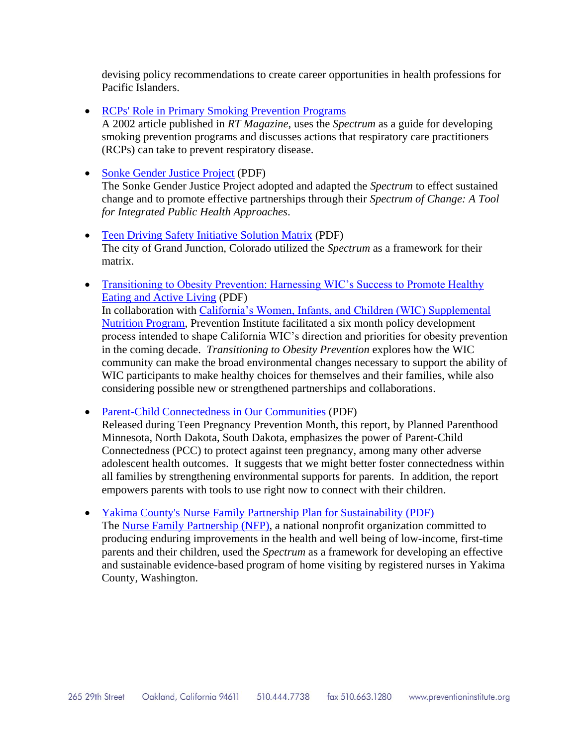devising policy recommendations to create career opportunities in health professions for Pacific Islanders.

- RCPs' Role in Primary Smoking Prevention Programs
  A 2002 article published in *RT Magazine*, uses the *Spectrum* as a guide for developing smoking prevention programs and discusses actions that respiratory care practitioners (RCPs) can take to prevent respiratory disease.

- Sonke Gender Justice Project (PDF)
  The Sonke Gender Justice Project adopted and adapted the *Spectrum* to effect sustained change and to promote effective partnerships through their *Spectrum of Change: A Tool for Integrated Public Health Approaches*.

- Teen Driving Safety Initiative Solution Matrix (PDF)
  The city of Grand Junction, Colorado utilized the *Spectrum* as a framework for their matrix.

- Transitioning to Obesity Prevention: Harnessing WIC's Success to Promote Healthy Eating and Active Living (PDF)
  In collaboration with California's Women, Infants, and Children (WIC) Supplemental Nutrition Program, Prevention Institute facilitated a six month policy development process intended to shape California WIC's direction and priorities for obesity prevention in the coming decade. *Transitioning to Obesity Prevention* explores how the WIC community can make the broad environmental changes necessary to support the ability of WIC participants to make healthy choices for themselves and their families, while also considering possible new or strengthened partnerships and collaborations.

- Parent-Child Connectedness in Our Communities (PDF)
  Released during Teen Pregnancy Prevention Month, this report, by Planned Parenthood Minnesota, North Dakota, South Dakota, emphasizes the power of Parent-Child Connectedness (PCC) to protect against teen pregnancy, among many other adverse adolescent health outcomes. It suggests that we might better foster connectedness within all families by strengthening environmental supports for parents. In addition, the report empowers parents with tools to use right now to connect with their children.

- Yakima County's Nurse Family Partnership Plan for Sustainability (PDF)
  The Nurse Family Partnership (NFP), a national nonprofit organization committed to producing enduring improvements in the health and well being of low-income, first-time parents and their children, used the *Spectrum* as a framework for developing an effective and sustainable evidence-based program of home visiting by registered nurses in Yakima County, Washington.